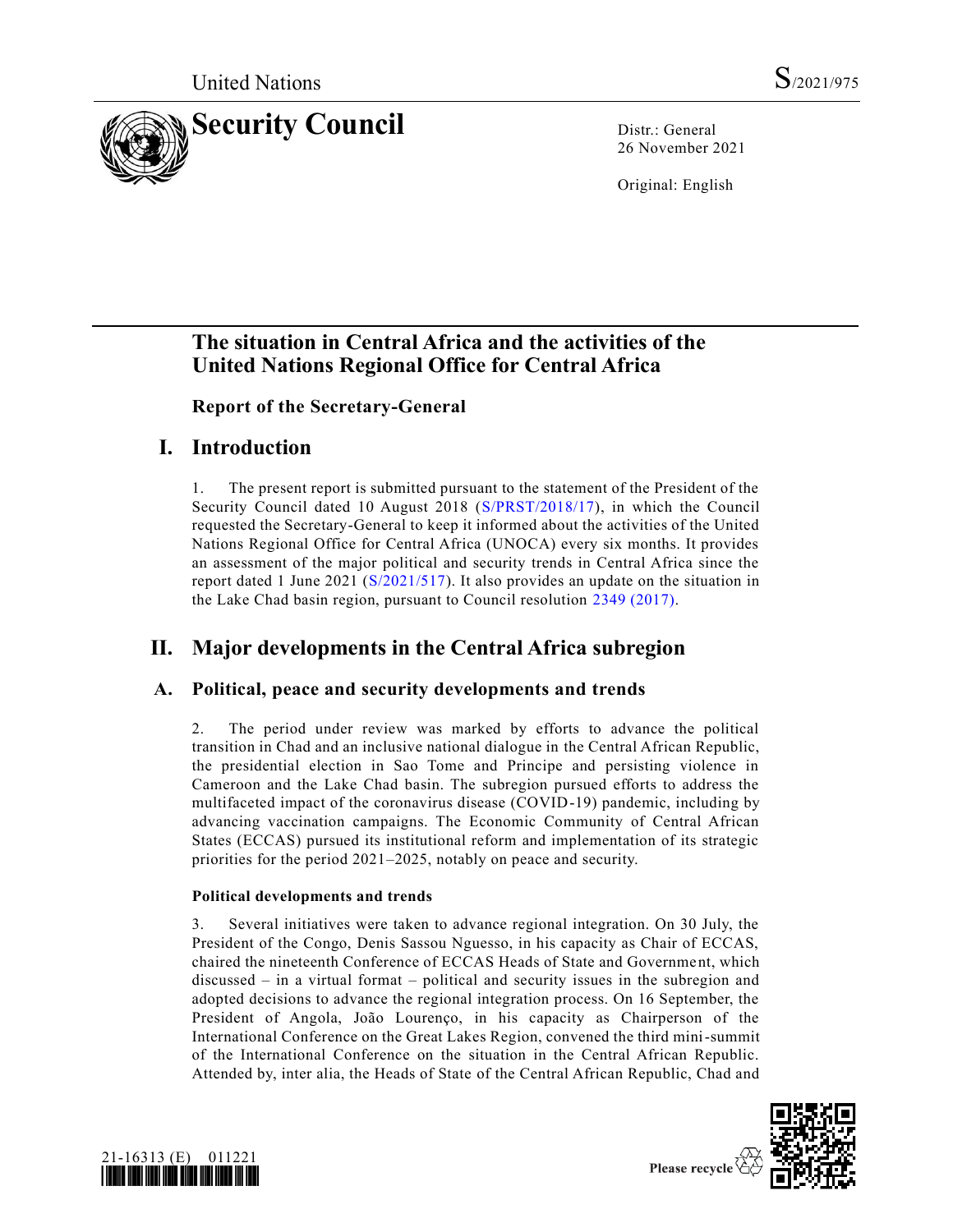United Nations S/2021/975

# Security Council

Distr.: General
26 November 2021

Original: English

## The situation in Central Africa and the activities of the United Nations Regional Office for Central Africa

### Report of the Secretary-General

## I. Introduction

1. The present report is submitted pursuant to the statement of the President of the Security Council dated 10 August 2018 (S/PRST/2018/17), in which the Council requested the Secretary-General to keep it informed about the activities of the United Nations Regional Office for Central Africa (UNOCA) every six months. It provides an assessment of the major political and security trends in Central Africa since the report dated 1 June 2021 (S/2021/517). It also provides an update on the situation in the Lake Chad basin region, pursuant to Council resolution 2349 (2017).

## II. Major developments in the Central Africa subregion

### A. Political, peace and security developments and trends

2. The period under review was marked by efforts to advance the political transition in Chad and an inclusive national dialogue in the Central African Republic, the presidential election in Sao Tome and Principe and persisting violence in Cameroon and the Lake Chad basin. The subregion pursued efforts to address the multifaceted impact of the coronavirus disease (COVID-19) pandemic, including by advancing vaccination campaigns. The Economic Community of Central African States (ECCAS) pursued its institutional reform and implementation of its strategic priorities for the period 2021–2025, notably on peace and security.

#### Political developments and trends

3. Several initiatives were taken to advance regional integration. On 30 July, the President of the Congo, Denis Sassou Nguesso, in his capacity as Chair of ECCAS, chaired the nineteenth Conference of ECCAS Heads of State and Government, which discussed – in a virtual format – political and security issues in the subregion and adopted decisions to advance the regional integration process. On 16 September, the President of Angola, João Lourenço, in his capacity as Chairperson of the International Conference on the Great Lakes Region, convened the third mini-summit of the International Conference on the situation in the Central African Republic. Attended by, inter alia, the Heads of State of the Central African Republic, Chad and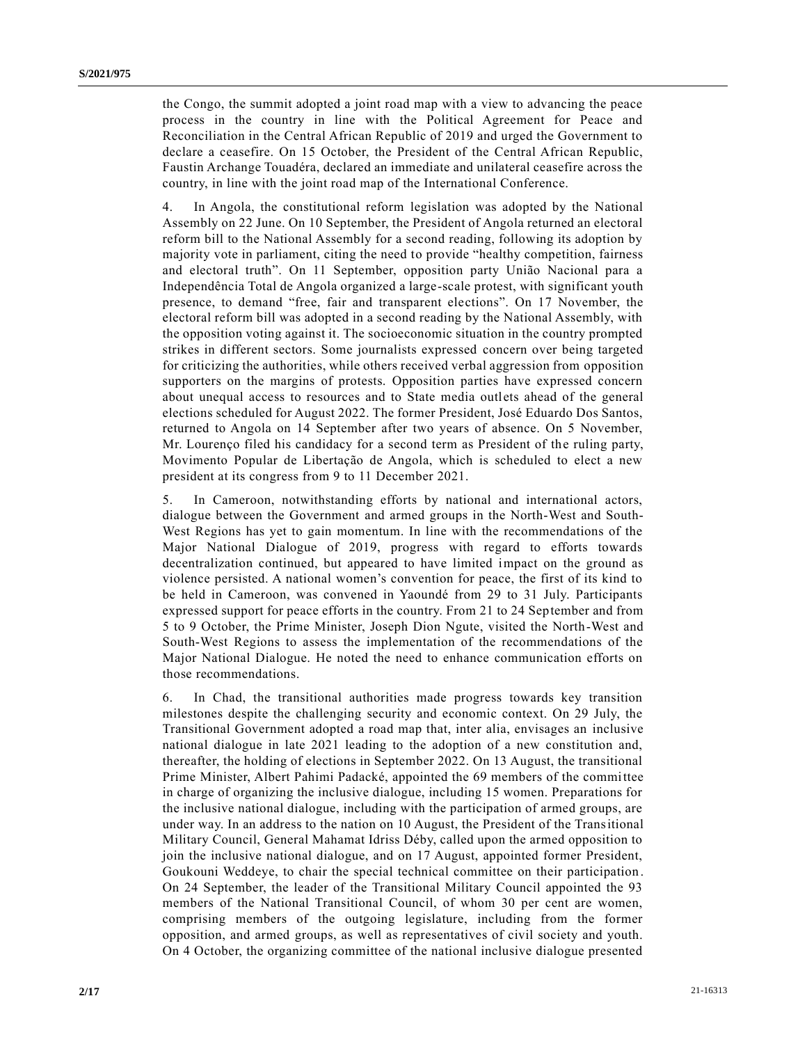the Congo, the summit adopted a joint road map with a view to advancing the peace process in the country in line with the Political Agreement for Peace and Reconciliation in the Central African Republic of 2019 and urged the Government to declare a ceasefire. On 15 October, the President of the Central African Republic, Faustin Archange Touadéra, declared an immediate and unilateral ceasefire across the country, in line with the joint road map of the International Conference.

4. In Angola, the constitutional reform legislation was adopted by the National Assembly on 22 June. On 10 September, the President of Angola returned an electoral reform bill to the National Assembly for a second reading, following its adoption by majority vote in parliament, citing the need to provide "healthy competition, fairness and electoral truth". On 11 September, opposition party União Nacional para a Independência Total de Angola organized a large-scale protest, with significant youth presence, to demand "free, fair and transparent elections". On 17 November, the electoral reform bill was adopted in a second reading by the National Assembly, with the opposition voting against it. The socioeconomic situation in the country prompted strikes in different sectors. Some journalists expressed concern over being targeted for criticizing the authorities, while others received verbal aggression from opposition supporters on the margins of protests. Opposition parties have expressed concern about unequal access to resources and to State media outlets ahead of the general elections scheduled for August 2022. The former President, José Eduardo Dos Santos, returned to Angola on 14 September after two years of absence. On 5 November, Mr. Lourenço filed his candidacy for a second term as President of the ruling party, Movimento Popular de Libertação de Angola, which is scheduled to elect a new president at its congress from 9 to 11 December 2021.

5. In Cameroon, notwithstanding efforts by national and international actors, dialogue between the Government and armed groups in the North-West and South-West Regions has yet to gain momentum. In line with the recommendations of the Major National Dialogue of 2019, progress with regard to efforts towards decentralization continued, but appeared to have limited impact on the ground as violence persisted. A national women's convention for peace, the first of its kind to be held in Cameroon, was convened in Yaoundé from 29 to 31 July. Participants expressed support for peace efforts in the country. From 21 to 24 September and from 5 to 9 October, the Prime Minister, Joseph Dion Ngute, visited the North-West and South-West Regions to assess the implementation of the recommendations of the Major National Dialogue. He noted the need to enhance communication efforts on those recommendations.

6. In Chad, the transitional authorities made progress towards key transition milestones despite the challenging security and economic context. On 29 July, the Transitional Government adopted a road map that, inter alia, envisages an inclusive national dialogue in late 2021 leading to the adoption of a new constitution and, thereafter, the holding of elections in September 2022. On 13 August, the transitional Prime Minister, Albert Pahimi Padacké, appointed the 69 members of the committee in charge of organizing the inclusive dialogue, including 15 women. Preparations for the inclusive national dialogue, including with the participation of armed groups, are under way. In an address to the nation on 10 August, the President of the Transitional Military Council, General Mahamat Idriss Déby, called upon the armed opposition to join the inclusive national dialogue, and on 17 August, appointed former President, Goukouni Weddeye, to chair the special technical committee on their participation. On 24 September, the leader of the Transitional Military Council appointed the 93 members of the National Transitional Council, of whom 30 per cent are women, comprising members of the outgoing legislature, including from the former opposition, and armed groups, as well as representatives of civil society and youth. On 4 October, the organizing committee of the national inclusive dialogue presented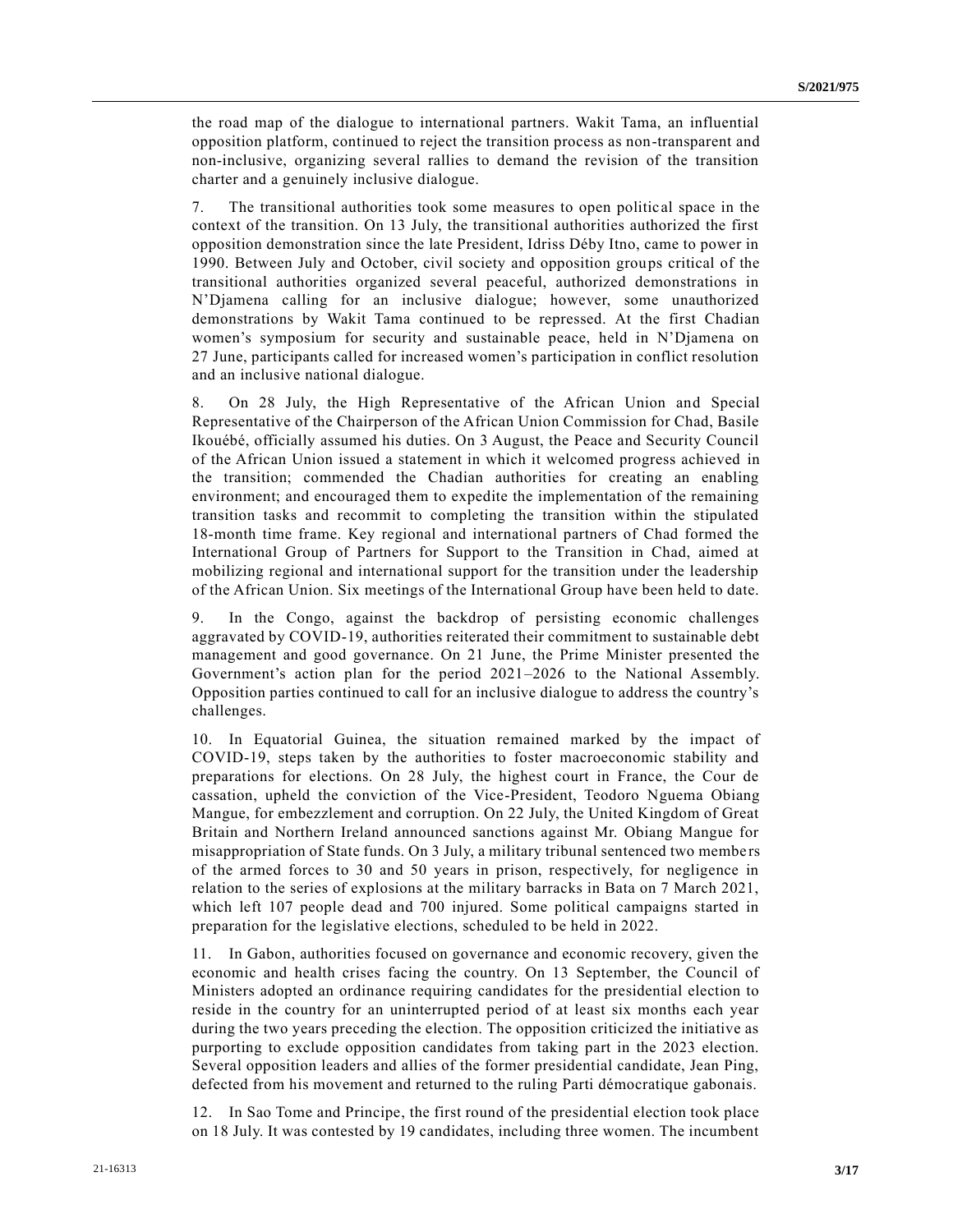the road map of the dialogue to international partners. Wakit Tama, an influential opposition platform, continued to reject the transition process as non-transparent and non-inclusive, organizing several rallies to demand the revision of the transition charter and a genuinely inclusive dialogue.

7. The transitional authorities took some measures to open political space in the context of the transition. On 13 July, the transitional authorities authorized the first opposition demonstration since the late President, Idriss Déby Itno, came to power in 1990. Between July and October, civil society and opposition groups critical of the transitional authorities organized several peaceful, authorized demonstrations in N'Djamena calling for an inclusive dialogue; however, some unauthorized demonstrations by Wakit Tama continued to be repressed. At the first Chadian women's symposium for security and sustainable peace, held in N'Djamena on 27 June, participants called for increased women's participation in conflict resolution and an inclusive national dialogue.

8. On 28 July, the High Representative of the African Union and Special Representative of the Chairperson of the African Union Commission for Chad, Basile Ikouébé, officially assumed his duties. On 3 August, the Peace and Security Council of the African Union issued a statement in which it welcomed progress achieved in the transition; commended the Chadian authorities for creating an enabling environment; and encouraged them to expedite the implementation of the remaining transition tasks and recommit to completing the transition within the stipulated 18-month time frame. Key regional and international partners of Chad formed the International Group of Partners for Support to the Transition in Chad, aimed at mobilizing regional and international support for the transition under the leadership of the African Union. Six meetings of the International Group have been held to date.

9. In the Congo, against the backdrop of persisting economic challenges aggravated by COVID-19, authorities reiterated their commitment to sustainable debt management and good governance. On 21 June, the Prime Minister presented the Government's action plan for the period 2021–2026 to the National Assembly. Opposition parties continued to call for an inclusive dialogue to address the country's challenges.

10. In Equatorial Guinea, the situation remained marked by the impact of COVID-19, steps taken by the authorities to foster macroeconomic stability and preparations for elections. On 28 July, the highest court in France, the Cour de cassation, upheld the conviction of the Vice-President, Teodoro Nguema Obiang Mangue, for embezzlement and corruption. On 22 July, the United Kingdom of Great Britain and Northern Ireland announced sanctions against Mr. Obiang Mangue for misappropriation of State funds. On 3 July, a military tribunal sentenced two members of the armed forces to 30 and 50 years in prison, respectively, for negligence in relation to the series of explosions at the military barracks in Bata on 7 March 2021, which left 107 people dead and 700 injured. Some political campaigns started in preparation for the legislative elections, scheduled to be held in 2022.

11. In Gabon, authorities focused on governance and economic recovery, given the economic and health crises facing the country. On 13 September, the Council of Ministers adopted an ordinance requiring candidates for the presidential election to reside in the country for an uninterrupted period of at least six months each year during the two years preceding the election. The opposition criticized the initiative as purporting to exclude opposition candidates from taking part in the 2023 election. Several opposition leaders and allies of the former presidential candidate, Jean Ping, defected from his movement and returned to the ruling Parti démocratique gabonais.

12. In Sao Tome and Principe, the first round of the presidential election took place on 18 July. It was contested by 19 candidates, including three women. The incumbent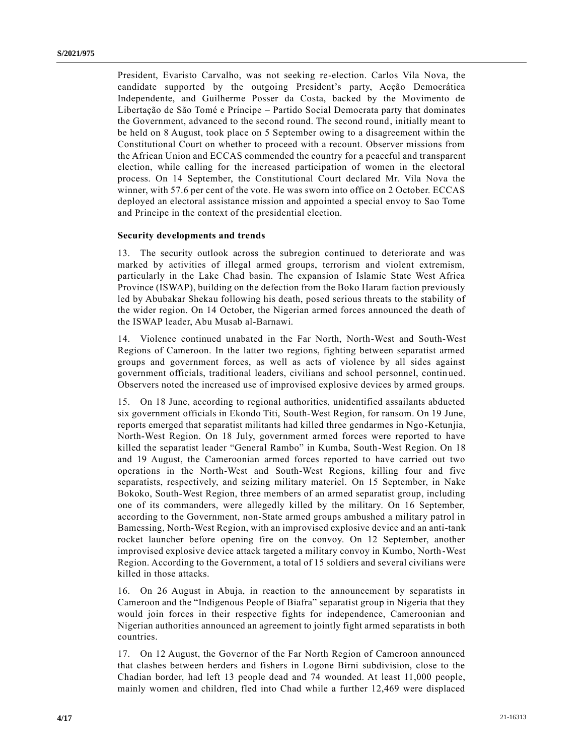President, Evaristo Carvalho, was not seeking re-election. Carlos Vila Nova, the candidate supported by the outgoing President's party, Acção Democrática Independente, and Guilherme Posser da Costa, backed by the Movimento de Libertação de São Tomé e Príncipe – Partido Social Democrata party that dominates the Government, advanced to the second round. The second round, initially meant to be held on 8 August, took place on 5 September owing to a disagreement within the Constitutional Court on whether to proceed with a recount. Observer missions from the African Union and ECCAS commended the country for a peaceful and transparent election, while calling for the increased participation of women in the electoral process. On 14 September, the Constitutional Court declared Mr. Vila Nova the winner, with 57.6 per cent of the vote. He was sworn into office on 2 October. ECCAS deployed an electoral assistance mission and appointed a special envoy to Sao Tome and Principe in the context of the presidential election.

### Security developments and trends

13. The security outlook across the subregion continued to deteriorate and was marked by activities of illegal armed groups, terrorism and violent extremism, particularly in the Lake Chad basin. The expansion of Islamic State West Africa Province (ISWAP), building on the defection from the Boko Haram faction previously led by Abubakar Shekau following his death, posed serious threats to the stability of the wider region. On 14 October, the Nigerian armed forces announced the death of the ISWAP leader, Abu Musab al-Barnawi.

14. Violence continued unabated in the Far North, North-West and South-West Regions of Cameroon. In the latter two regions, fighting between separatist armed groups and government forces, as well as acts of violence by all sides against government officials, traditional leaders, civilians and school personnel, continued. Observers noted the increased use of improvised explosive devices by armed groups.

15. On 18 June, according to regional authorities, unidentified assailants abducted six government officials in Ekondo Titi, South-West Region, for ransom. On 19 June, reports emerged that separatist militants had killed three gendarmes in Ngo-Ketunjia, North-West Region. On 18 July, government armed forces were reported to have killed the separatist leader "General Rambo" in Kumba, South-West Region. On 18 and 19 August, the Cameroonian armed forces reported to have carried out two operations in the North-West and South-West Regions, killing four and five separatists, respectively, and seizing military materiel. On 15 September, in Nake Bokoko, South-West Region, three members of an armed separatist group, including one of its commanders, were allegedly killed by the military. On 16 September, according to the Government, non-State armed groups ambushed a military patrol in Bamessing, North-West Region, with an improvised explosive device and an anti-tank rocket launcher before opening fire on the convoy. On 12 September, another improvised explosive device attack targeted a military convoy in Kumbo, North-West Region. According to the Government, a total of 15 soldiers and several civilians were killed in those attacks.

16. On 26 August in Abuja, in reaction to the announcement by separatists in Cameroon and the "Indigenous People of Biafra" separatist group in Nigeria that they would join forces in their respective fights for independence, Cameroonian and Nigerian authorities announced an agreement to jointly fight armed separatists in both countries.

17. On 12 August, the Governor of the Far North Region of Cameroon announced that clashes between herders and fishers in Logone Birni subdivision, close to the Chadian border, had left 13 people dead and 74 wounded. At least 11,000 people, mainly women and children, fled into Chad while a further 12,469 were displaced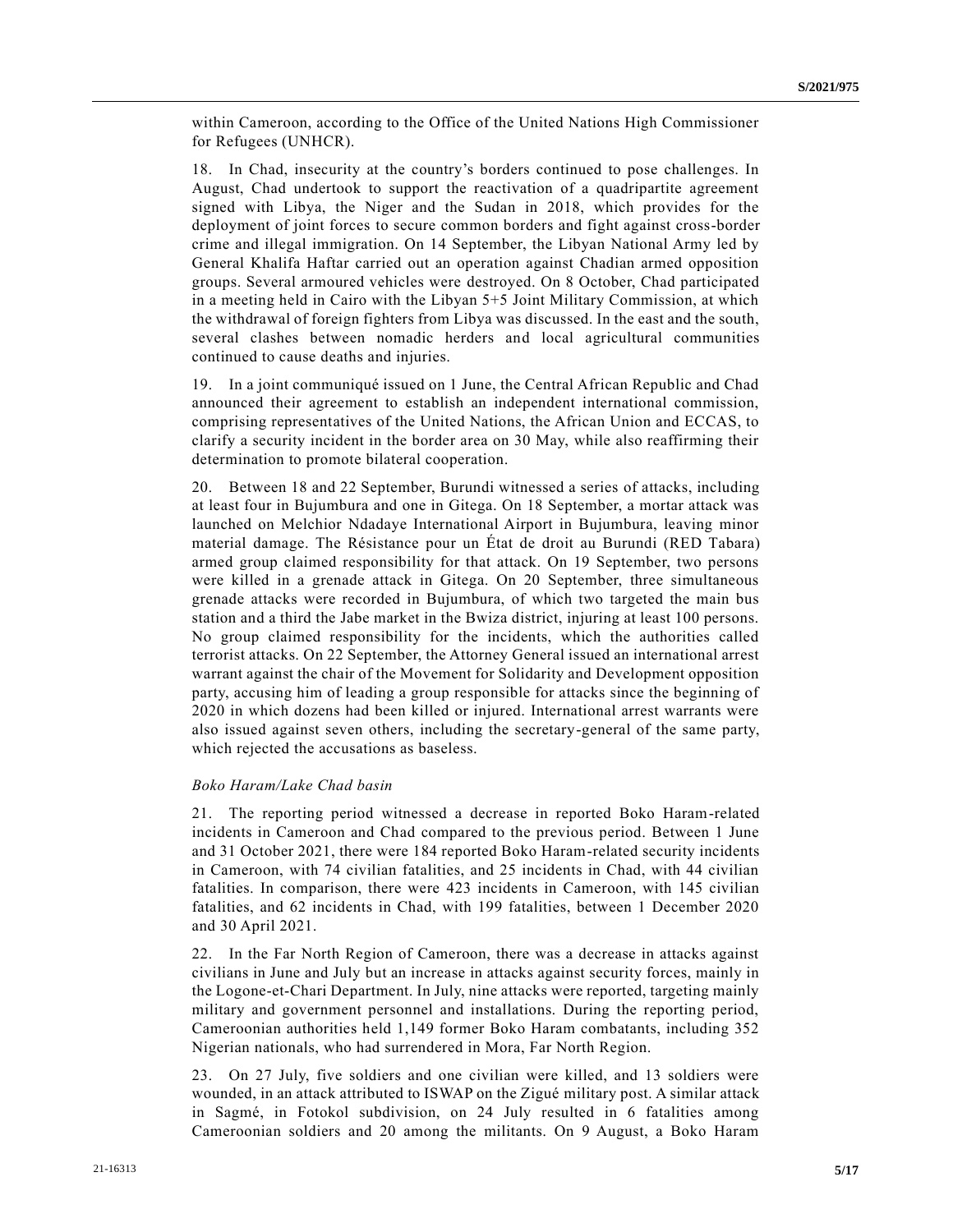within Cameroon, according to the Office of the United Nations High Commissioner for Refugees (UNHCR).

18. In Chad, insecurity at the country's borders continued to pose challenges. In August, Chad undertook to support the reactivation of a quadripartite agreement signed with Libya, the Niger and the Sudan in 2018, which provides for the deployment of joint forces to secure common borders and fight against cross-border crime and illegal immigration. On 14 September, the Libyan National Army led by General Khalifa Haftar carried out an operation against Chadian armed opposition groups. Several armoured vehicles were destroyed. On 8 October, Chad participated in a meeting held in Cairo with the Libyan 5+5 Joint Military Commission, at which the withdrawal of foreign fighters from Libya was discussed. In the east and the south, several clashes between nomadic herders and local agricultural communities continued to cause deaths and injuries.

19. In a joint communiqué issued on 1 June, the Central African Republic and Chad announced their agreement to establish an independent international commission, comprising representatives of the United Nations, the African Union and ECCAS, to clarify a security incident in the border area on 30 May, while also reaffirming their determination to promote bilateral cooperation.

20. Between 18 and 22 September, Burundi witnessed a series of attacks, including at least four in Bujumbura and one in Gitega. On 18 September, a mortar attack was launched on Melchior Ndadaye International Airport in Bujumbura, leaving minor material damage. The Résistance pour un État de droit au Burundi (RED Tabara) armed group claimed responsibility for that attack. On 19 September, two persons were killed in a grenade attack in Gitega. On 20 September, three simultaneous grenade attacks were recorded in Bujumbura, of which two targeted the main bus station and a third the Jabe market in the Bwiza district, injuring at least 100 persons. No group claimed responsibility for the incidents, which the authorities called terrorist attacks. On 22 September, the Attorney General issued an international arrest warrant against the chair of the Movement for Solidarity and Development opposition party, accusing him of leading a group responsible for attacks since the beginning of 2020 in which dozens had been killed or injured. International arrest warrants were also issued against seven others, including the secretary-general of the same party, which rejected the accusations as baseless.

*Boko Haram/Lake Chad basin*

21. The reporting period witnessed a decrease in reported Boko Haram-related incidents in Cameroon and Chad compared to the previous period. Between 1 June and 31 October 2021, there were 184 reported Boko Haram-related security incidents in Cameroon, with 74 civilian fatalities, and 25 incidents in Chad, with 44 civilian fatalities. In comparison, there were 423 incidents in Cameroon, with 145 civilian fatalities, and 62 incidents in Chad, with 199 fatalities, between 1 December 2020 and 30 April 2021.

22. In the Far North Region of Cameroon, there was a decrease in attacks against civilians in June and July but an increase in attacks against security forces, mainly in the Logone-et-Chari Department. In July, nine attacks were reported, targeting mainly military and government personnel and installations. During the reporting period, Cameroonian authorities held 1,149 former Boko Haram combatants, including 352 Nigerian nationals, who had surrendered in Mora, Far North Region.

23. On 27 July, five soldiers and one civilian were killed, and 13 soldiers were wounded, in an attack attributed to ISWAP on the Zigué military post. A similar attack in Sagmé, in Fotokol subdivision, on 24 July resulted in 6 fatalities among Cameroonian soldiers and 20 among the militants. On 9 August, a Boko Haram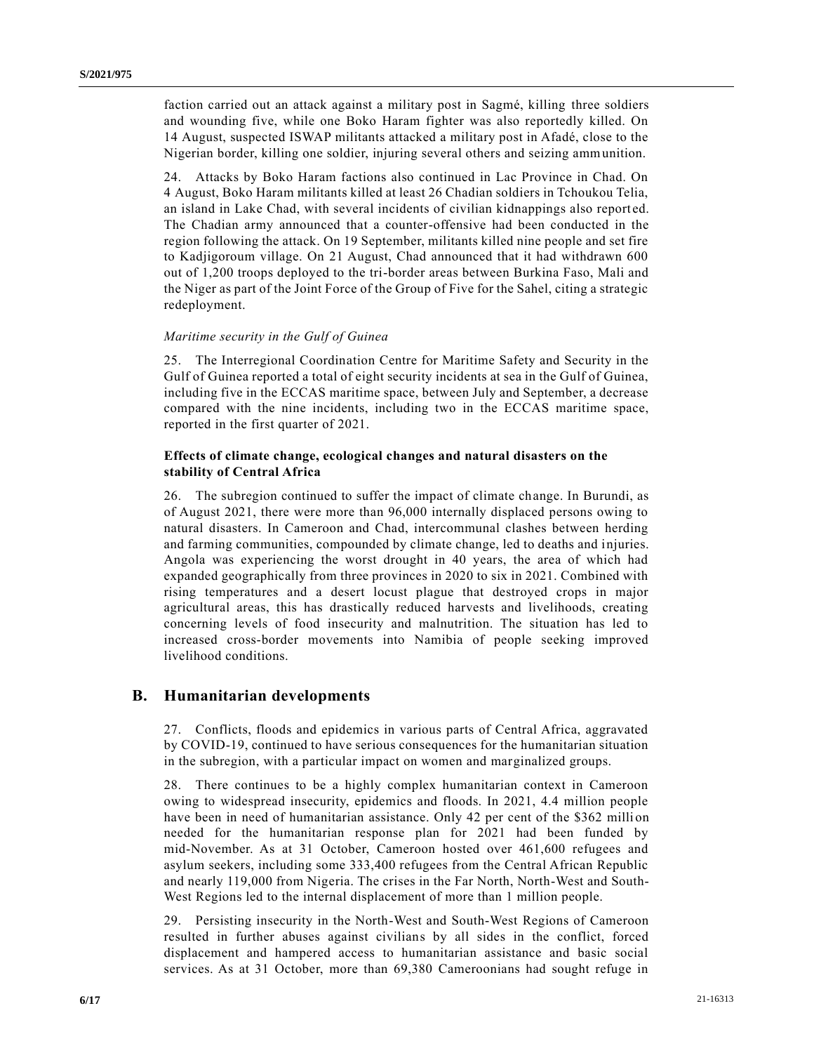faction carried out an attack against a military post in Sagmé, killing three soldiers and wounding five, while one Boko Haram fighter was also reportedly killed. On 14 August, suspected ISWAP militants attacked a military post in Afadé, close to the Nigerian border, killing one soldier, injuring several others and seizing ammunition.

24. Attacks by Boko Haram factions also continued in Lac Province in Chad. On 4 August, Boko Haram militants killed at least 26 Chadian soldiers in Tchoukou Telia, an island in Lake Chad, with several incidents of civilian kidnappings also reported. The Chadian army announced that a counter-offensive had been conducted in the region following the attack. On 19 September, militants killed nine people and set fire to Kadjigoroum village. On 21 August, Chad announced that it had withdrawn 600 out of 1,200 troops deployed to the tri-border areas between Burkina Faso, Mali and the Niger as part of the Joint Force of the Group of Five for the Sahel, citing a strategic redeployment.

*Maritime security in the Gulf of Guinea*

25. The Interregional Coordination Centre for Maritime Safety and Security in the Gulf of Guinea reported a total of eight security incidents at sea in the Gulf of Guinea, including five in the ECCAS maritime space, between July and September, a decrease compared with the nine incidents, including two in the ECCAS maritime space, reported in the first quarter of 2021.

**Effects of climate change, ecological changes and natural disasters on the stability of Central Africa**

26. The subregion continued to suffer the impact of climate change. In Burundi, as of August 2021, there were more than 96,000 internally displaced persons owing to natural disasters. In Cameroon and Chad, intercommunal clashes between herding and farming communities, compounded by climate change, led to deaths and injuries. Angola was experiencing the worst drought in 40 years, the area of which had expanded geographically from three provinces in 2020 to six in 2021. Combined with rising temperatures and a desert locust plague that destroyed crops in major agricultural areas, this has drastically reduced harvests and livelihoods, creating concerning levels of food insecurity and malnutrition. The situation has led to increased cross-border movements into Namibia of people seeking improved livelihood conditions.

## B. Humanitarian developments

27. Conflicts, floods and epidemics in various parts of Central Africa, aggravated by COVID-19, continued to have serious consequences for the humanitarian situation in the subregion, with a particular impact on women and marginalized groups.

28. There continues to be a highly complex humanitarian context in Cameroon owing to widespread insecurity, epidemics and floods. In 2021, 4.4 million people have been in need of humanitarian assistance. Only 42 per cent of the $362 million needed for the humanitarian response plan for 2021 had been funded by mid-November. As at 31 October, Cameroon hosted over 461,600 refugees and asylum seekers, including some 333,400 refugees from the Central African Republic and nearly 119,000 from Nigeria. The crises in the Far North, North-West and South-West Regions led to the internal displacement of more than 1 million people.

29. Persisting insecurity in the North-West and South-West Regions of Cameroon resulted in further abuses against civilians by all sides in the conflict, forced displacement and hampered access to humanitarian assistance and basic social services. As at 31 October, more than 69,380 Cameroonians had sought refuge in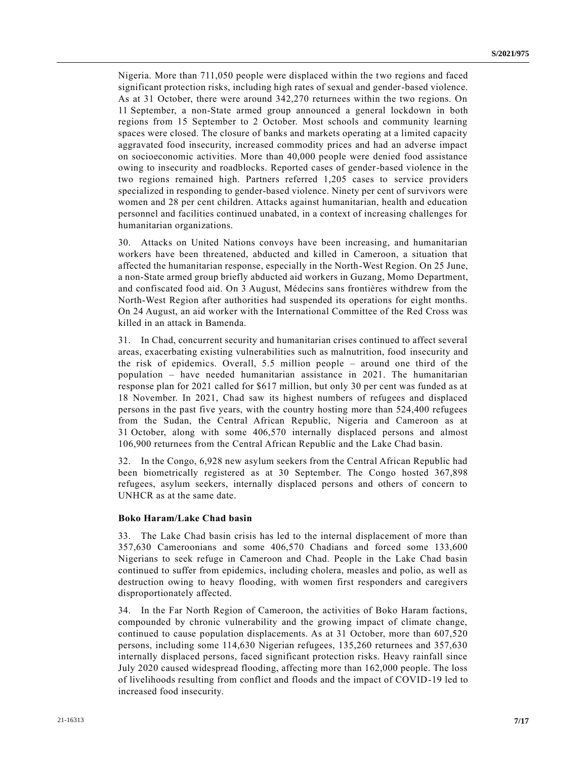Nigeria. More than 711,050 people were displaced within the two regions and faced significant protection risks, including high rates of sexual and gender-based violence. As at 31 October, there were around 342,270 returnees within the two regions. On 11 September, a non-State armed group announced a general lockdown in both regions from 15 September to 2 October. Most schools and community learning spaces were closed. The closure of banks and markets operating at a limited capacity aggravated food insecurity, increased commodity prices and had an adverse impact on socioeconomic activities. More than 40,000 people were denied food assistance owing to insecurity and roadblocks. Reported cases of gender-based violence in the two regions remained high. Partners referred 1,205 cases to service providers specialized in responding to gender-based violence. Ninety per cent of survivors were women and 28 per cent children. Attacks against humanitarian, health and education personnel and facilities continued unabated, in a context of increasing challenges for humanitarian organizations.

30. Attacks on United Nations convoys have been increasing, and humanitarian workers have been threatened, abducted and killed in Cameroon, a situation that affected the humanitarian response, especially in the North-West Region. On 25 June, a non-State armed group briefly abducted aid workers in Guzang, Momo Department, and confiscated food aid. On 3 August, Médecins sans frontières withdrew from the North-West Region after authorities had suspended its operations for eight months. On 24 August, an aid worker with the International Committee of the Red Cross was killed in an attack in Bamenda.

31. In Chad, concurrent security and humanitarian crises continued to affect several areas, exacerbating existing vulnerabilities such as malnutrition, food insecurity and the risk of epidemics. Overall, 5.5 million people – around one third of the population – have needed humanitarian assistance in 2021. The humanitarian response plan for 2021 called for $617 million, but only 30 per cent was funded as at 18 November. In 2021, Chad saw its highest numbers of refugees and displaced persons in the past five years, with the country hosting more than 524,400 refugees from the Sudan, the Central African Republic, Nigeria and Cameroon as at 31 October, along with some 406,570 internally displaced persons and almost 106,900 returnees from the Central African Republic and the Lake Chad basin.

32. In the Congo, 6,928 new asylum seekers from the Central African Republic had been biometrically registered as at 30 September. The Congo hosted 367,898 refugees, asylum seekers, internally displaced persons and others of concern to UNHCR as at the same date.

### Boko Haram/Lake Chad basin

33. The Lake Chad basin crisis has led to the internal displacement of more than 357,630 Cameroonians and some 406,570 Chadians and forced some 133,600 Nigerians to seek refuge in Cameroon and Chad. People in the Lake Chad basin continued to suffer from epidemics, including cholera, measles and polio, as well as destruction owing to heavy flooding, with women first responders and caregivers disproportionately affected.

34. In the Far North Region of Cameroon, the activities of Boko Haram factions, compounded by chronic vulnerability and the growing impact of climate change, continued to cause population displacements. As at 31 October, more than 607,520 persons, including some 114,630 Nigerian refugees, 135,260 returnees and 357,630 internally displaced persons, faced significant protection risks. Heavy rainfall since July 2020 caused widespread flooding, affecting more than 162,000 people. The loss of livelihoods resulting from conflict and floods and the impact of COVID-19 led to increased food insecurity.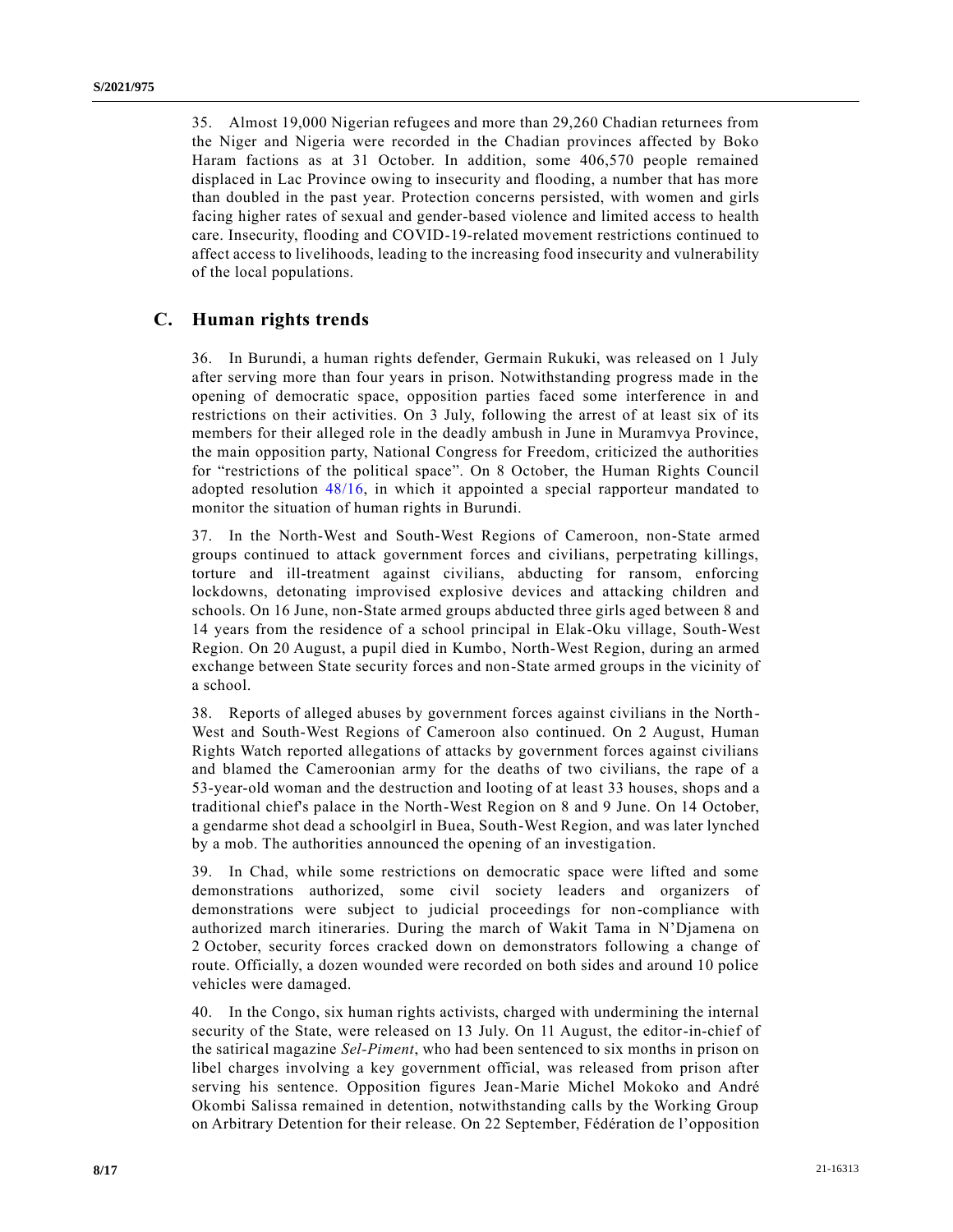35. Almost 19,000 Nigerian refugees and more than 29,260 Chadian returnees from the Niger and Nigeria were recorded in the Chadian provinces affected by Boko Haram factions as at 31 October. In addition, some 406,570 people remained displaced in Lac Province owing to insecurity and flooding, a number that has more than doubled in the past year. Protection concerns persisted, with women and girls facing higher rates of sexual and gender-based violence and limited access to health care. Insecurity, flooding and COVID-19-related movement restrictions continued to affect access to livelihoods, leading to the increasing food insecurity and vulnerability of the local populations.

## C. Human rights trends

36. In Burundi, a human rights defender, Germain Rukuki, was released on 1 July after serving more than four years in prison. Notwithstanding progress made in the opening of democratic space, opposition parties faced some interference in and restrictions on their activities. On 3 July, following the arrest of at least six of its members for their alleged role in the deadly ambush in June in Muramvya Province, the main opposition party, National Congress for Freedom, criticized the authorities for "restrictions of the political space". On 8 October, the Human Rights Council adopted resolution 48/16, in which it appointed a special rapporteur mandated to monitor the situation of human rights in Burundi.

37. In the North-West and South-West Regions of Cameroon, non-State armed groups continued to attack government forces and civilians, perpetrating killings, torture and ill-treatment against civilians, abducting for ransom, enforcing lockdowns, detonating improvised explosive devices and attacking children and schools. On 16 June, non-State armed groups abducted three girls aged between 8 and 14 years from the residence of a school principal in Elak-Oku village, South-West Region. On 20 August, a pupil died in Kumbo, North-West Region, during an armed exchange between State security forces and non-State armed groups in the vicinity of a school.

38. Reports of alleged abuses by government forces against civilians in the North-West and South-West Regions of Cameroon also continued. On 2 August, Human Rights Watch reported allegations of attacks by government forces against civilians and blamed the Cameroonian army for the deaths of two civilians, the rape of a 53-year-old woman and the destruction and looting of at least 33 houses, shops and a traditional chief's palace in the North-West Region on 8 and 9 June. On 14 October, a gendarme shot dead a schoolgirl in Buea, South-West Region, and was later lynched by a mob. The authorities announced the opening of an investigation.

39. In Chad, while some restrictions on democratic space were lifted and some demonstrations authorized, some civil society leaders and organizers of demonstrations were subject to judicial proceedings for non-compliance with authorized march itineraries. During the march of Wakit Tama in N'Djamena on 2 October, security forces cracked down on demonstrators following a change of route. Officially, a dozen wounded were recorded on both sides and around 10 police vehicles were damaged.

40. In the Congo, six human rights activists, charged with undermining the internal security of the State, were released on 13 July. On 11 August, the editor-in-chief of the satirical magazine *Sel-Piment*, who had been sentenced to six months in prison on libel charges involving a key government official, was released from prison after serving his sentence. Opposition figures Jean-Marie Michel Mokoko and André Okombi Salissa remained in detention, notwithstanding calls by the Working Group on Arbitrary Detention for their release. On 22 September, Fédération de l'opposition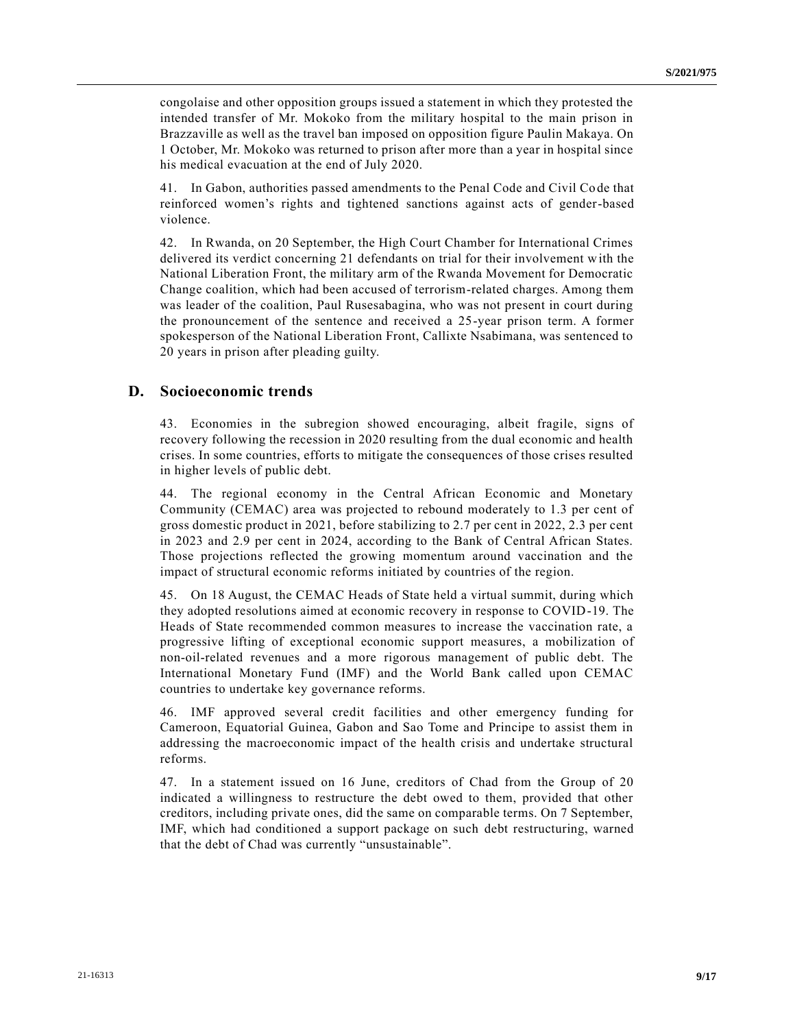congolaise and other opposition groups issued a statement in which they protested the intended transfer of Mr. Mokoko from the military hospital to the main prison in Brazzaville as well as the travel ban imposed on opposition figure Paulin Makaya. On 1 October, Mr. Mokoko was returned to prison after more than a year in hospital since his medical evacuation at the end of July 2020.

41. In Gabon, authorities passed amendments to the Penal Code and Civil Code that reinforced women's rights and tightened sanctions against acts of gender-based violence.

42. In Rwanda, on 20 September, the High Court Chamber for International Crimes delivered its verdict concerning 21 defendants on trial for their involvement with the National Liberation Front, the military arm of the Rwanda Movement for Democratic Change coalition, which had been accused of terrorism-related charges. Among them was leader of the coalition, Paul Rusesabagina, who was not present in court during the pronouncement of the sentence and received a 25-year prison term. A former spokesperson of the National Liberation Front, Callixte Nsabimana, was sentenced to 20 years in prison after pleading guilty.

## D. Socioeconomic trends

43. Economies in the subregion showed encouraging, albeit fragile, signs of recovery following the recession in 2020 resulting from the dual economic and health crises. In some countries, efforts to mitigate the consequences of those crises resulted in higher levels of public debt.

44. The regional economy in the Central African Economic and Monetary Community (CEMAC) area was projected to rebound moderately to 1.3 per cent of gross domestic product in 2021, before stabilizing to 2.7 per cent in 2022, 2.3 per cent in 2023 and 2.9 per cent in 2024, according to the Bank of Central African States. Those projections reflected the growing momentum around vaccination and the impact of structural economic reforms initiated by countries of the region.

45. On 18 August, the CEMAC Heads of State held a virtual summit, during which they adopted resolutions aimed at economic recovery in response to COVID-19. The Heads of State recommended common measures to increase the vaccination rate, a progressive lifting of exceptional economic support measures, a mobilization of non-oil-related revenues and a more rigorous management of public debt. The International Monetary Fund (IMF) and the World Bank called upon CEMAC countries to undertake key governance reforms.

46. IMF approved several credit facilities and other emergency funding for Cameroon, Equatorial Guinea, Gabon and Sao Tome and Principe to assist them in addressing the macroeconomic impact of the health crisis and undertake structural reforms.

47. In a statement issued on 16 June, creditors of Chad from the Group of 20 indicated a willingness to restructure the debt owed to them, provided that other creditors, including private ones, did the same on comparable terms. On 7 September, IMF, which had conditioned a support package on such debt restructuring, warned that the debt of Chad was currently "unsustainable".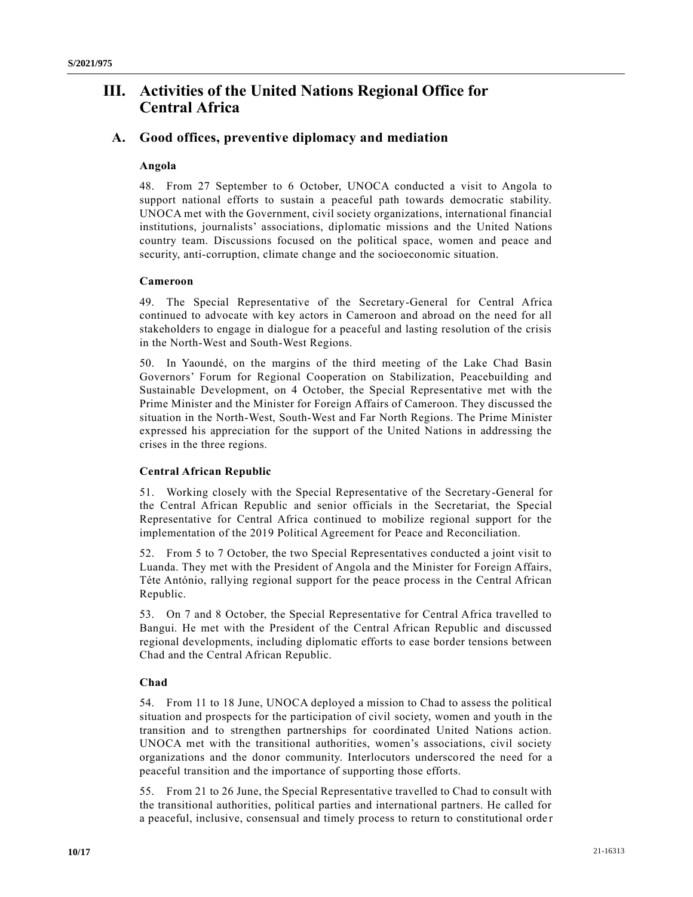# III. Activities of the United Nations Regional Office for Central Africa

## A. Good offices, preventive diplomacy and mediation

### Angola

48. From 27 September to 6 October, UNOCA conducted a visit to Angola to support national efforts to sustain a peaceful path towards democratic stability. UNOCA met with the Government, civil society organizations, international financial institutions, journalists' associations, diplomatic missions and the United Nations country team. Discussions focused on the political space, women and peace and security, anti-corruption, climate change and the socioeconomic situation.

### Cameroon

49. The Special Representative of the Secretary-General for Central Africa continued to advocate with key actors in Cameroon and abroad on the need for all stakeholders to engage in dialogue for a peaceful and lasting resolution of the crisis in the North-West and South-West Regions.

50. In Yaoundé, on the margins of the third meeting of the Lake Chad Basin Governors' Forum for Regional Cooperation on Stabilization, Peacebuilding and Sustainable Development, on 4 October, the Special Representative met with the Prime Minister and the Minister for Foreign Affairs of Cameroon. They discussed the situation in the North-West, South-West and Far North Regions. The Prime Minister expressed his appreciation for the support of the United Nations in addressing the crises in the three regions.

### Central African Republic

51. Working closely with the Special Representative of the Secretary-General for the Central African Republic and senior officials in the Secretariat, the Special Representative for Central Africa continued to mobilize regional support for the implementation of the 2019 Political Agreement for Peace and Reconciliation.

52. From 5 to 7 October, the two Special Representatives conducted a joint visit to Luanda. They met with the President of Angola and the Minister for Foreign Affairs, Téte António, rallying regional support for the peace process in the Central African Republic.

53. On 7 and 8 October, the Special Representative for Central Africa travelled to Bangui. He met with the President of the Central African Republic and discussed regional developments, including diplomatic efforts to ease border tensions between Chad and the Central African Republic.

### Chad

54. From 11 to 18 June, UNOCA deployed a mission to Chad to assess the political situation and prospects for the participation of civil society, women and youth in the transition and to strengthen partnerships for coordinated United Nations action. UNOCA met with the transitional authorities, women's associations, civil society organizations and the donor community. Interlocutors underscored the need for a peaceful transition and the importance of supporting those efforts.

55. From 21 to 26 June, the Special Representative travelled to Chad to consult with the transitional authorities, political parties and international partners. He called for a peaceful, inclusive, consensual and timely process to return to constitutional order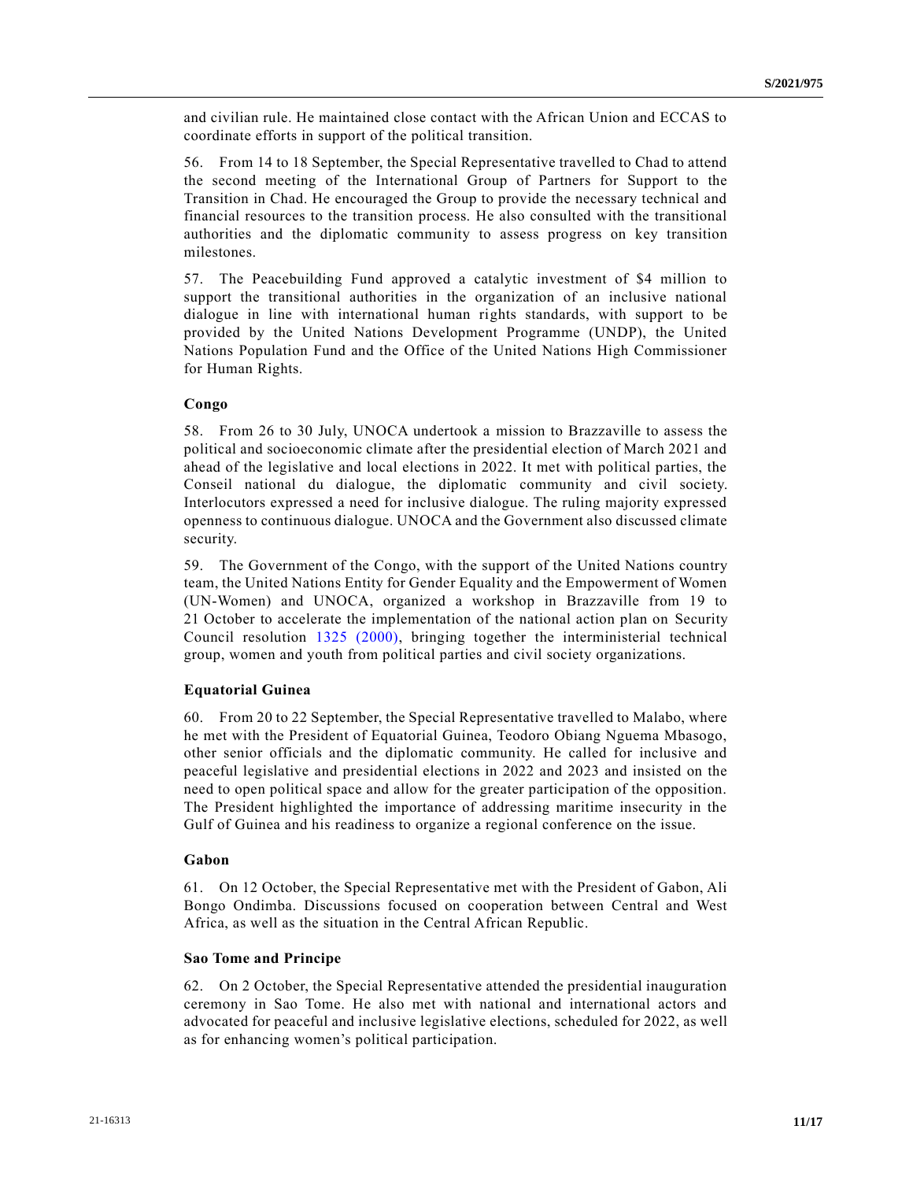and civilian rule. He maintained close contact with the African Union and ECCAS to coordinate efforts in support of the political transition.

56. From 14 to 18 September, the Special Representative travelled to Chad to attend the second meeting of the International Group of Partners for Support to the Transition in Chad. He encouraged the Group to provide the necessary technical and financial resources to the transition process. He also consulted with the transitional authorities and the diplomatic community to assess progress on key transition milestones.

57. The Peacebuilding Fund approved a catalytic investment of $4 million to support the transitional authorities in the organization of an inclusive national dialogue in line with international human rights standards, with support to be provided by the United Nations Development Programme (UNDP), the United Nations Population Fund and the Office of the United Nations High Commissioner for Human Rights.

#### Congo

58. From 26 to 30 July, UNOCA undertook a mission to Brazzaville to assess the political and socioeconomic climate after the presidential election of March 2021 and ahead of the legislative and local elections in 2022. It met with political parties, the Conseil national du dialogue, the diplomatic community and civil society. Interlocutors expressed a need for inclusive dialogue. The ruling majority expressed openness to continuous dialogue. UNOCA and the Government also discussed climate security.

59. The Government of the Congo, with the support of the United Nations country team, the United Nations Entity for Gender Equality and the Empowerment of Women (UN-Women) and UNOCA, organized a workshop in Brazzaville from 19 to 21 October to accelerate the implementation of the national action plan on Security Council resolution 1325 (2000), bringing together the interministerial technical group, women and youth from political parties and civil society organizations.

#### Equatorial Guinea

60. From 20 to 22 September, the Special Representative travelled to Malabo, where he met with the President of Equatorial Guinea, Teodoro Obiang Nguema Mbasogo, other senior officials and the diplomatic community. He called for inclusive and peaceful legislative and presidential elections in 2022 and 2023 and insisted on the need to open political space and allow for the greater participation of the opposition. The President highlighted the importance of addressing maritime insecurity in the Gulf of Guinea and his readiness to organize a regional conference on the issue.

#### Gabon

61. On 12 October, the Special Representative met with the President of Gabon, Ali Bongo Ondimba. Discussions focused on cooperation between Central and West Africa, as well as the situation in the Central African Republic.

#### Sao Tome and Principe

62. On 2 October, the Special Representative attended the presidential inauguration ceremony in Sao Tome. He also met with national and international actors and advocated for peaceful and inclusive legislative elections, scheduled for 2022, as well as for enhancing women's political participation.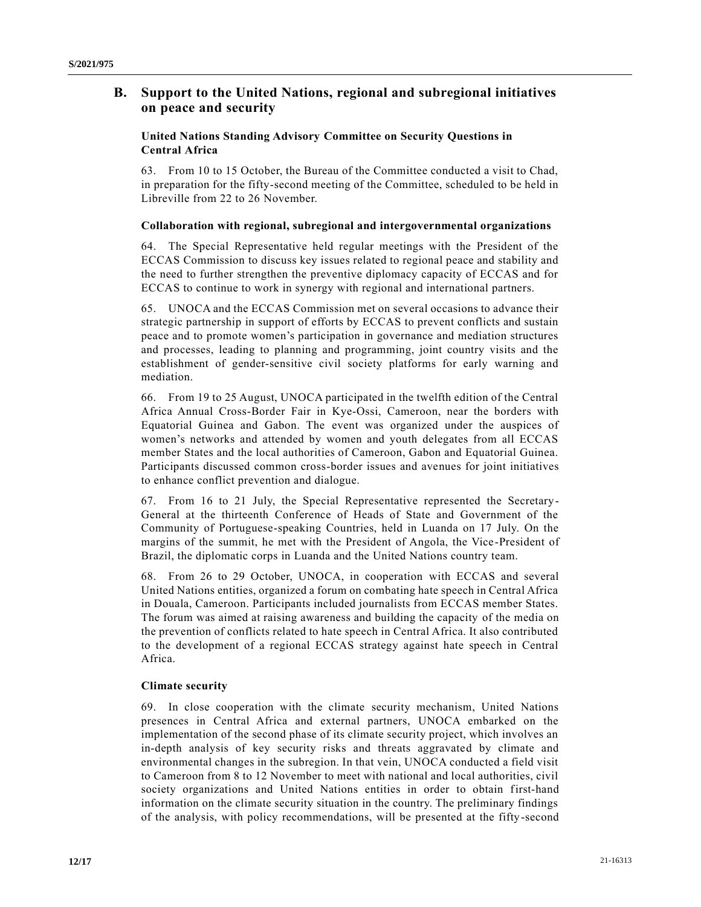## B. Support to the United Nations, regional and subregional initiatives on peace and security

### United Nations Standing Advisory Committee on Security Questions in Central Africa

63. From 10 to 15 October, the Bureau of the Committee conducted a visit to Chad, in preparation for the fifty-second meeting of the Committee, scheduled to be held in Libreville from 22 to 26 November.

### Collaboration with regional, subregional and intergovernmental organizations

64. The Special Representative held regular meetings with the President of the ECCAS Commission to discuss key issues related to regional peace and stability and the need to further strengthen the preventive diplomacy capacity of ECCAS and for ECCAS to continue to work in synergy with regional and international partners.

65. UNOCA and the ECCAS Commission met on several occasions to advance their strategic partnership in support of efforts by ECCAS to prevent conflicts and sustain peace and to promote women's participation in governance and mediation structures and processes, leading to planning and programming, joint country visits and the establishment of gender-sensitive civil society platforms for early warning and mediation.

66. From 19 to 25 August, UNOCA participated in the twelfth edition of the Central Africa Annual Cross-Border Fair in Kye-Ossi, Cameroon, near the borders with Equatorial Guinea and Gabon. The event was organized under the auspices of women's networks and attended by women and youth delegates from all ECCAS member States and the local authorities of Cameroon, Gabon and Equatorial Guinea. Participants discussed common cross-border issues and avenues for joint initiatives to enhance conflict prevention and dialogue.

67. From 16 to 21 July, the Special Representative represented the Secretary-General at the thirteenth Conference of Heads of State and Government of the Community of Portuguese-speaking Countries, held in Luanda on 17 July. On the margins of the summit, he met with the President of Angola, the Vice-President of Brazil, the diplomatic corps in Luanda and the United Nations country team.

68. From 26 to 29 October, UNOCA, in cooperation with ECCAS and several United Nations entities, organized a forum on combating hate speech in Central Africa in Douala, Cameroon. Participants included journalists from ECCAS member States. The forum was aimed at raising awareness and building the capacity of the media on the prevention of conflicts related to hate speech in Central Africa. It also contributed to the development of a regional ECCAS strategy against hate speech in Central Africa.

### Climate security

69. In close cooperation with the climate security mechanism, United Nations presences in Central Africa and external partners, UNOCA embarked on the implementation of the second phase of its climate security project, which involves an in-depth analysis of key security risks and threats aggravated by climate and environmental changes in the subregion. In that vein, UNOCA conducted a field visit to Cameroon from 8 to 12 November to meet with national and local authorities, civil society organizations and United Nations entities in order to obtain first-hand information on the climate security situation in the country. The preliminary findings of the analysis, with policy recommendations, will be presented at the fifty-second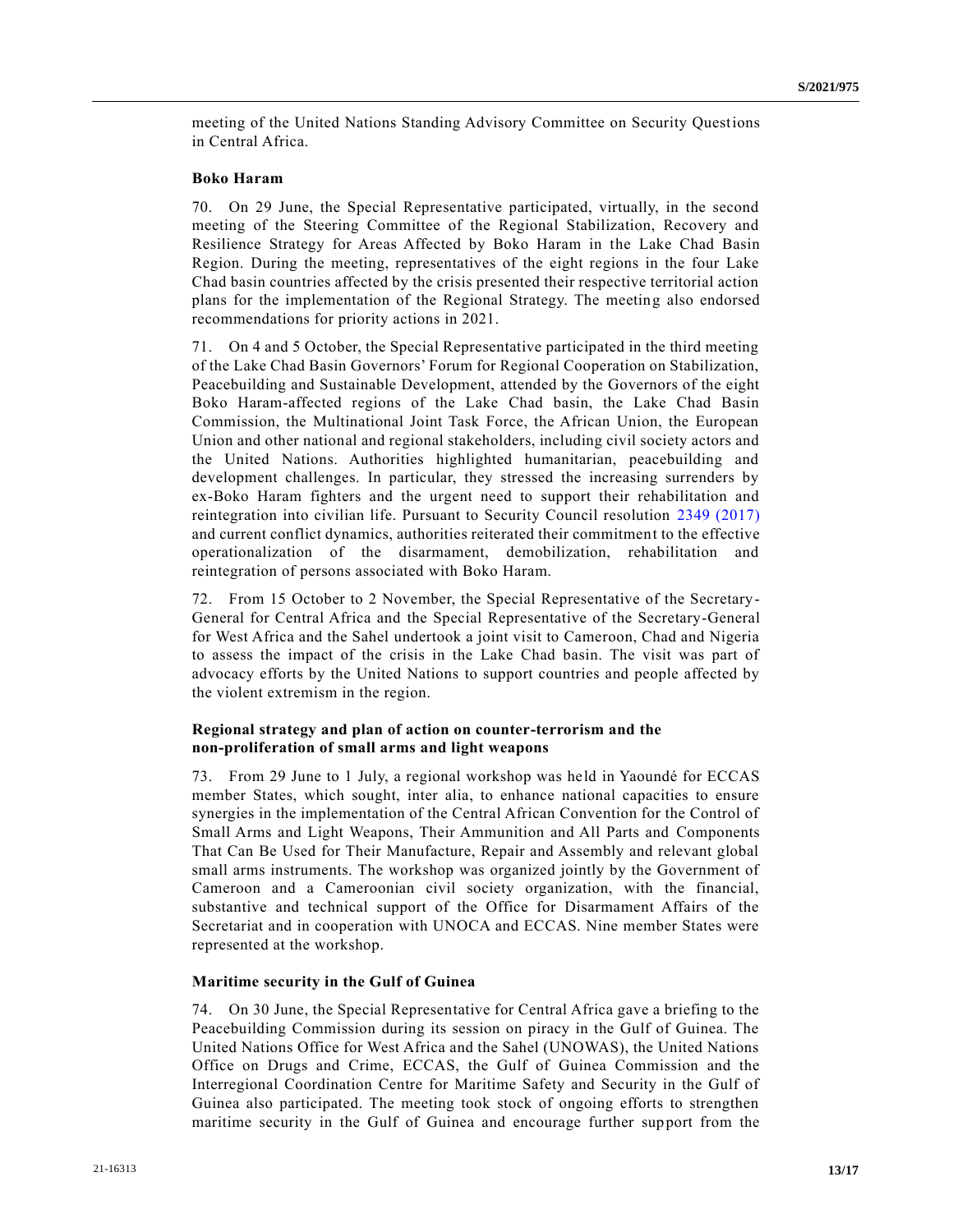meeting of the United Nations Standing Advisory Committee on Security Questions in Central Africa.

**Boko Haram**

70. On 29 June, the Special Representative participated, virtually, in the second meeting of the Steering Committee of the Regional Stabilization, Recovery and Resilience Strategy for Areas Affected by Boko Haram in the Lake Chad Basin Region. During the meeting, representatives of the eight regions in the four Lake Chad basin countries affected by the crisis presented their respective territorial action plans for the implementation of the Regional Strategy. The meeting also endorsed recommendations for priority actions in 2021.

71. On 4 and 5 October, the Special Representative participated in the third meeting of the Lake Chad Basin Governors' Forum for Regional Cooperation on Stabilization, Peacebuilding and Sustainable Development, attended by the Governors of the eight Boko Haram-affected regions of the Lake Chad basin, the Lake Chad Basin Commission, the Multinational Joint Task Force, the African Union, the European Union and other national and regional stakeholders, including civil society actors and the United Nations. Authorities highlighted humanitarian, peacebuilding and development challenges. In particular, they stressed the increasing surrenders by ex-Boko Haram fighters and the urgent need to support their rehabilitation and reintegration into civilian life. Pursuant to Security Council resolution 2349 (2017) and current conflict dynamics, authorities reiterated their commitment to the effective operationalization of the disarmament, demobilization, rehabilitation and reintegration of persons associated with Boko Haram.

72. From 15 October to 2 November, the Special Representative of the Secretary-General for Central Africa and the Special Representative of the Secretary-General for West Africa and the Sahel undertook a joint visit to Cameroon, Chad and Nigeria to assess the impact of the crisis in the Lake Chad basin. The visit was part of advocacy efforts by the United Nations to support countries and people affected by the violent extremism in the region.

**Regional strategy and plan of action on counter-terrorism and the non-proliferation of small arms and light weapons**

73. From 29 June to 1 July, a regional workshop was held in Yaoundé for ECCAS member States, which sought, inter alia, to enhance national capacities to ensure synergies in the implementation of the Central African Convention for the Control of Small Arms and Light Weapons, Their Ammunition and All Parts and Components That Can Be Used for Their Manufacture, Repair and Assembly and relevant global small arms instruments. The workshop was organized jointly by the Government of Cameroon and a Cameroonian civil society organization, with the financial, substantive and technical support of the Office for Disarmament Affairs of the Secretariat and in cooperation with UNOCA and ECCAS. Nine member States were represented at the workshop.

**Maritime security in the Gulf of Guinea**

74. On 30 June, the Special Representative for Central Africa gave a briefing to the Peacebuilding Commission during its session on piracy in the Gulf of Guinea. The United Nations Office for West Africa and the Sahel (UNOWAS), the United Nations Office on Drugs and Crime, ECCAS, the Gulf of Guinea Commission and the Interregional Coordination Centre for Maritime Safety and Security in the Gulf of Guinea also participated. The meeting took stock of ongoing efforts to strengthen maritime security in the Gulf of Guinea and encourage further support from the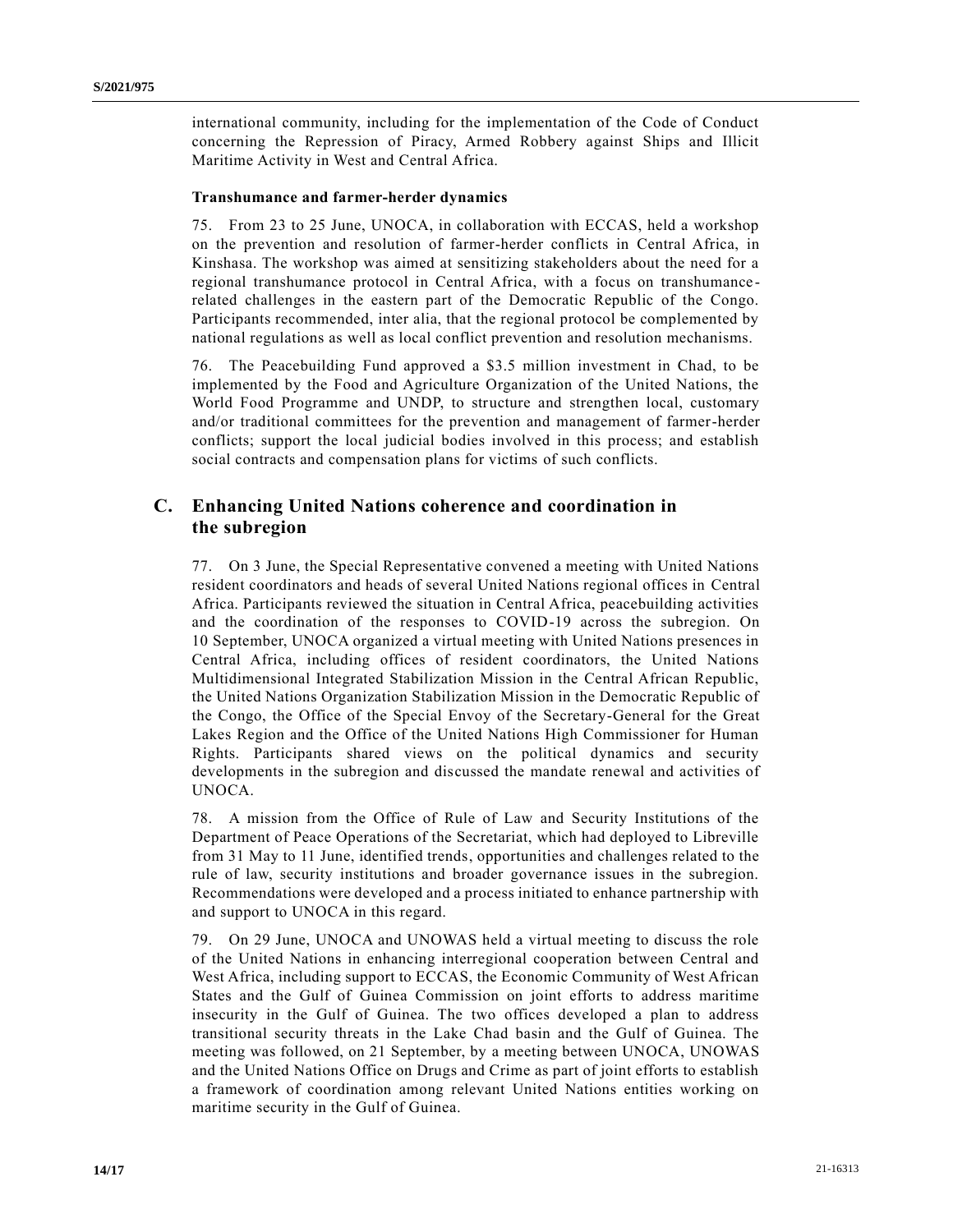international community, including for the implementation of the Code of Conduct concerning the Repression of Piracy, Armed Robbery against Ships and Illicit Maritime Activity in West and Central Africa.

**Transhumance and farmer-herder dynamics**

75. From 23 to 25 June, UNOCA, in collaboration with ECCAS, held a workshop on the prevention and resolution of farmer-herder conflicts in Central Africa, in Kinshasa. The workshop was aimed at sensitizing stakeholders about the need for a regional transhumance protocol in Central Africa, with a focus on transhumance-related challenges in the eastern part of the Democratic Republic of the Congo. Participants recommended, inter alia, that the regional protocol be complemented by national regulations as well as local conflict prevention and resolution mechanisms.

76. The Peacebuilding Fund approved a $3.5 million investment in Chad, to be implemented by the Food and Agriculture Organization of the United Nations, the World Food Programme and UNDP, to structure and strengthen local, customary and/or traditional committees for the prevention and management of farmer-herder conflicts; support the local judicial bodies involved in this process; and establish social contracts and compensation plans for victims of such conflicts.

## C. Enhancing United Nations coherence and coordination in the subregion

77. On 3 June, the Special Representative convened a meeting with United Nations resident coordinators and heads of several United Nations regional offices in Central Africa. Participants reviewed the situation in Central Africa, peacebuilding activities and the coordination of the responses to COVID-19 across the subregion. On 10 September, UNOCA organized a virtual meeting with United Nations presences in Central Africa, including offices of resident coordinators, the United Nations Multidimensional Integrated Stabilization Mission in the Central African Republic, the United Nations Organization Stabilization Mission in the Democratic Republic of the Congo, the Office of the Special Envoy of the Secretary-General for the Great Lakes Region and the Office of the United Nations High Commissioner for Human Rights. Participants shared views on the political dynamics and security developments in the subregion and discussed the mandate renewal and activities of UNOCA.

78. A mission from the Office of Rule of Law and Security Institutions of the Department of Peace Operations of the Secretariat, which had deployed to Libreville from 31 May to 11 June, identified trends, opportunities and challenges related to the rule of law, security institutions and broader governance issues in the subregion. Recommendations were developed and a process initiated to enhance partnership with and support to UNOCA in this regard.

79. On 29 June, UNOCA and UNOWAS held a virtual meeting to discuss the role of the United Nations in enhancing interregional cooperation between Central and West Africa, including support to ECCAS, the Economic Community of West African States and the Gulf of Guinea Commission on joint efforts to address maritime insecurity in the Gulf of Guinea. The two offices developed a plan to address transitional security threats in the Lake Chad basin and the Gulf of Guinea. The meeting was followed, on 21 September, by a meeting between UNOCA, UNOWAS and the United Nations Office on Drugs and Crime as part of joint efforts to establish a framework of coordination among relevant United Nations entities working on maritime security in the Gulf of Guinea.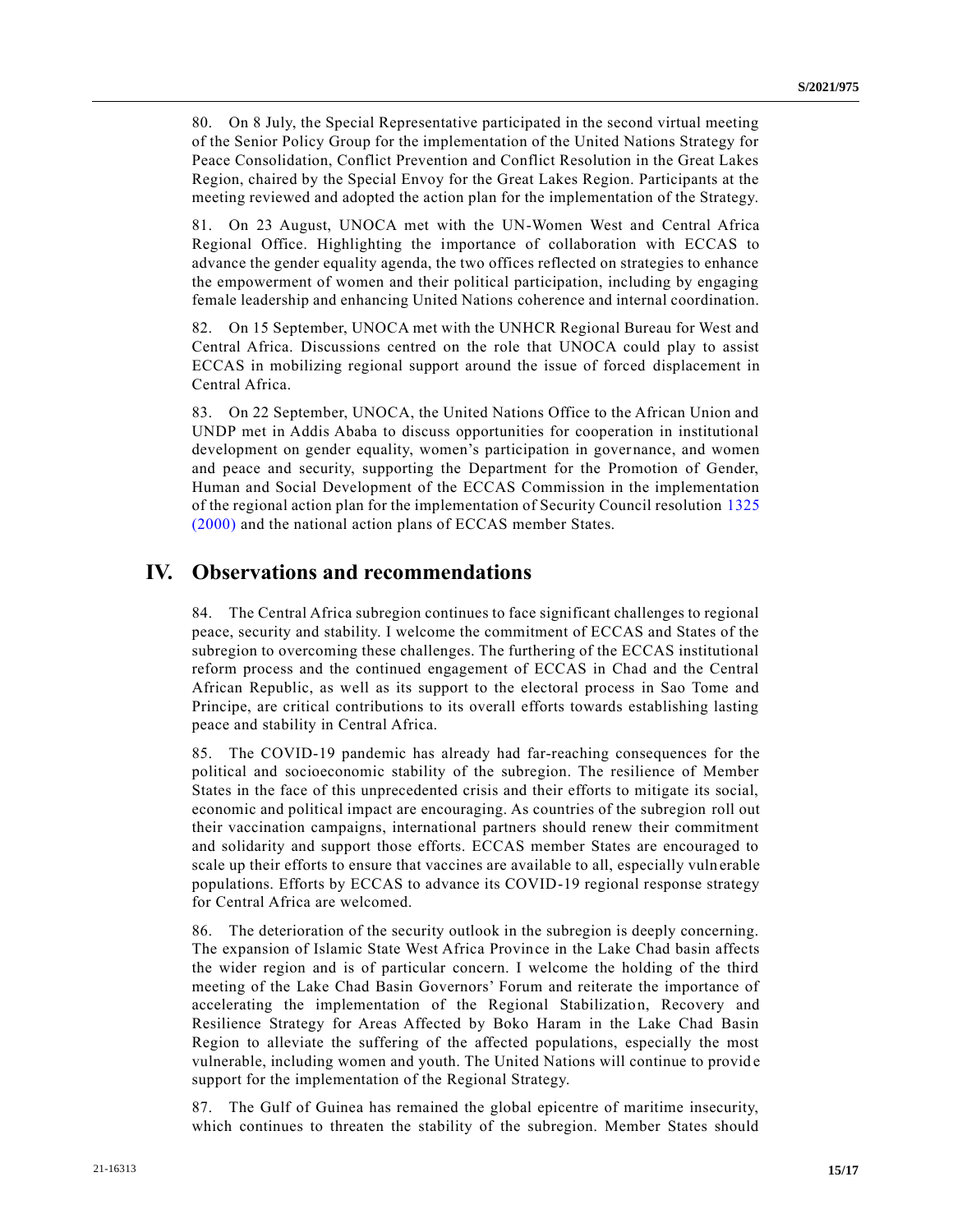80. On 8 July, the Special Representative participated in the second virtual meeting of the Senior Policy Group for the implementation of the United Nations Strategy for Peace Consolidation, Conflict Prevention and Conflict Resolution in the Great Lakes Region, chaired by the Special Envoy for the Great Lakes Region. Participants at the meeting reviewed and adopted the action plan for the implementation of the Strategy.

81. On 23 August, UNOCA met with the UN-Women West and Central Africa Regional Office. Highlighting the importance of collaboration with ECCAS to advance the gender equality agenda, the two offices reflected on strategies to enhance the empowerment of women and their political participation, including by engaging female leadership and enhancing United Nations coherence and internal coordination.

82. On 15 September, UNOCA met with the UNHCR Regional Bureau for West and Central Africa. Discussions centred on the role that UNOCA could play to assist ECCAS in mobilizing regional support around the issue of forced displacement in Central Africa.

83. On 22 September, UNOCA, the United Nations Office to the African Union and UNDP met in Addis Ababa to discuss opportunities for cooperation in institutional development on gender equality, women's participation in governance, and women and peace and security, supporting the Department for the Promotion of Gender, Human and Social Development of the ECCAS Commission in the implementation of the regional action plan for the implementation of Security Council resolution 1325 (2000) and the national action plans of ECCAS member States.

## IV. Observations and recommendations

84. The Central Africa subregion continues to face significant challenges to regional peace, security and stability. I welcome the commitment of ECCAS and States of the subregion to overcoming these challenges. The furthering of the ECCAS institutional reform process and the continued engagement of ECCAS in Chad and the Central African Republic, as well as its support to the electoral process in Sao Tome and Principe, are critical contributions to its overall efforts towards establishing lasting peace and stability in Central Africa.

85. The COVID-19 pandemic has already had far-reaching consequences for the political and socioeconomic stability of the subregion. The resilience of Member States in the face of this unprecedented crisis and their efforts to mitigate its social, economic and political impact are encouraging. As countries of the subregion roll out their vaccination campaigns, international partners should renew their commitment and solidarity and support those efforts. ECCAS member States are encouraged to scale up their efforts to ensure that vaccines are available to all, especially vulnerable populations. Efforts by ECCAS to advance its COVID-19 regional response strategy for Central Africa are welcomed.

86. The deterioration of the security outlook in the subregion is deeply concerning. The expansion of Islamic State West Africa Province in the Lake Chad basin affects the wider region and is of particular concern. I welcome the holding of the third meeting of the Lake Chad Basin Governors' Forum and reiterate the importance of accelerating the implementation of the Regional Stabilization, Recovery and Resilience Strategy for Areas Affected by Boko Haram in the Lake Chad Basin Region to alleviate the suffering of the affected populations, especially the most vulnerable, including women and youth. The United Nations will continue to provide support for the implementation of the Regional Strategy.

87. The Gulf of Guinea has remained the global epicentre of maritime insecurity, which continues to threaten the stability of the subregion. Member States should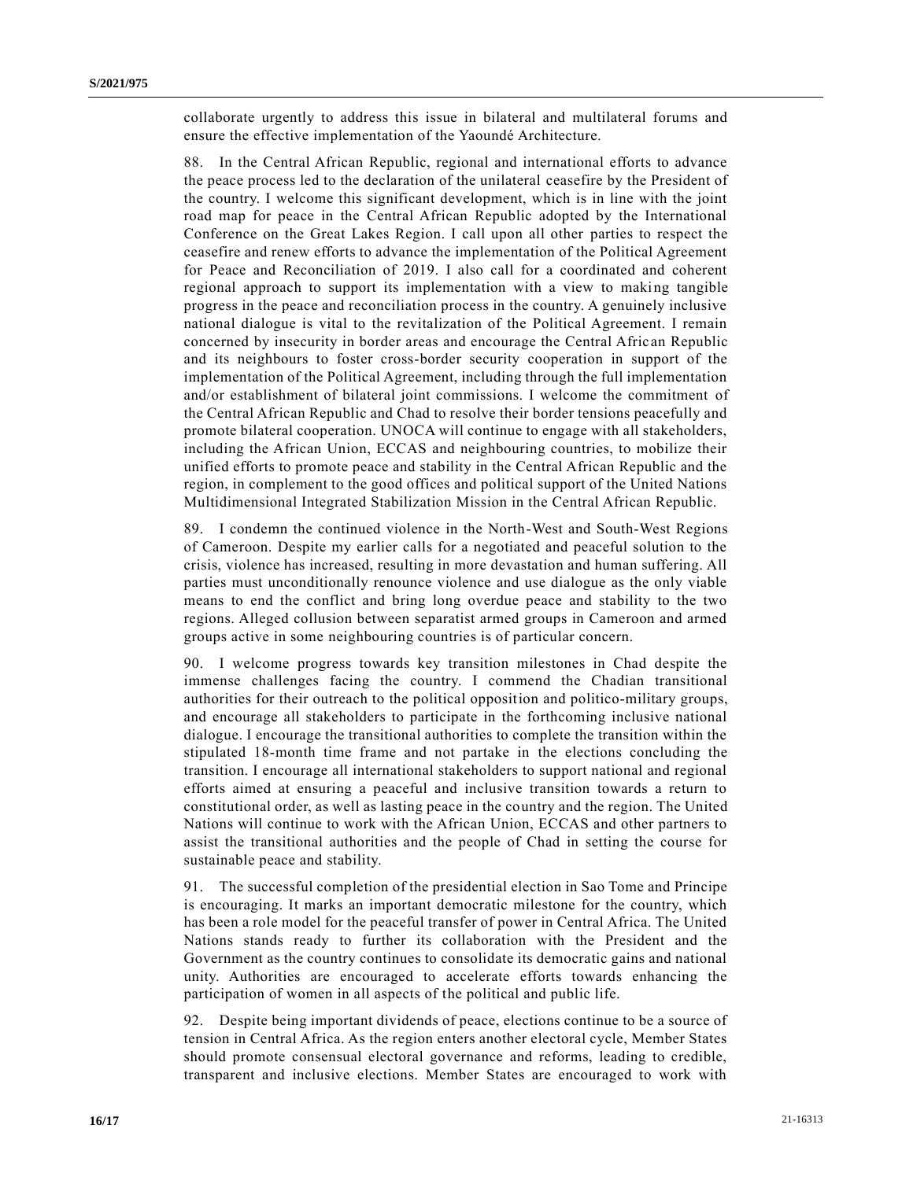collaborate urgently to address this issue in bilateral and multilateral forums and ensure the effective implementation of the Yaoundé Architecture.

88. In the Central African Republic, regional and international efforts to advance the peace process led to the declaration of the unilateral ceasefire by the President of the country. I welcome this significant development, which is in line with the joint road map for peace in the Central African Republic adopted by the International Conference on the Great Lakes Region. I call upon all other parties to respect the ceasefire and renew efforts to advance the implementation of the Political Agreement for Peace and Reconciliation of 2019. I also call for a coordinated and coherent regional approach to support its implementation with a view to making tangible progress in the peace and reconciliation process in the country. A genuinely inclusive national dialogue is vital to the revitalization of the Political Agreement. I remain concerned by insecurity in border areas and encourage the Central African Republic and its neighbours to foster cross-border security cooperation in support of the implementation of the Political Agreement, including through the full implementation and/or establishment of bilateral joint commissions. I welcome the commitment of the Central African Republic and Chad to resolve their border tensions peacefully and promote bilateral cooperation. UNOCA will continue to engage with all stakeholders, including the African Union, ECCAS and neighbouring countries, to mobilize their unified efforts to promote peace and stability in the Central African Republic and the region, in complement to the good offices and political support of the United Nations Multidimensional Integrated Stabilization Mission in the Central African Republic.

89. I condemn the continued violence in the North-West and South-West Regions of Cameroon. Despite my earlier calls for a negotiated and peaceful solution to the crisis, violence has increased, resulting in more devastation and human suffering. All parties must unconditionally renounce violence and use dialogue as the only viable means to end the conflict and bring long overdue peace and stability to the two regions. Alleged collusion between separatist armed groups in Cameroon and armed groups active in some neighbouring countries is of particular concern.

90. I welcome progress towards key transition milestones in Chad despite the immense challenges facing the country. I commend the Chadian transitional authorities for their outreach to the political opposition and politico-military groups, and encourage all stakeholders to participate in the forthcoming inclusive national dialogue. I encourage the transitional authorities to complete the transition within the stipulated 18-month time frame and not partake in the elections concluding the transition. I encourage all international stakeholders to support national and regional efforts aimed at ensuring a peaceful and inclusive transition towards a return to constitutional order, as well as lasting peace in the country and the region. The United Nations will continue to work with the African Union, ECCAS and other partners to assist the transitional authorities and the people of Chad in setting the course for sustainable peace and stability.

91. The successful completion of the presidential election in Sao Tome and Principe is encouraging. It marks an important democratic milestone for the country, which has been a role model for the peaceful transfer of power in Central Africa. The United Nations stands ready to further its collaboration with the President and the Government as the country continues to consolidate its democratic gains and national unity. Authorities are encouraged to accelerate efforts towards enhancing the participation of women in all aspects of the political and public life.

92. Despite being important dividends of peace, elections continue to be a source of tension in Central Africa. As the region enters another electoral cycle, Member States should promote consensual electoral governance and reforms, leading to credible, transparent and inclusive elections. Member States are encouraged to work with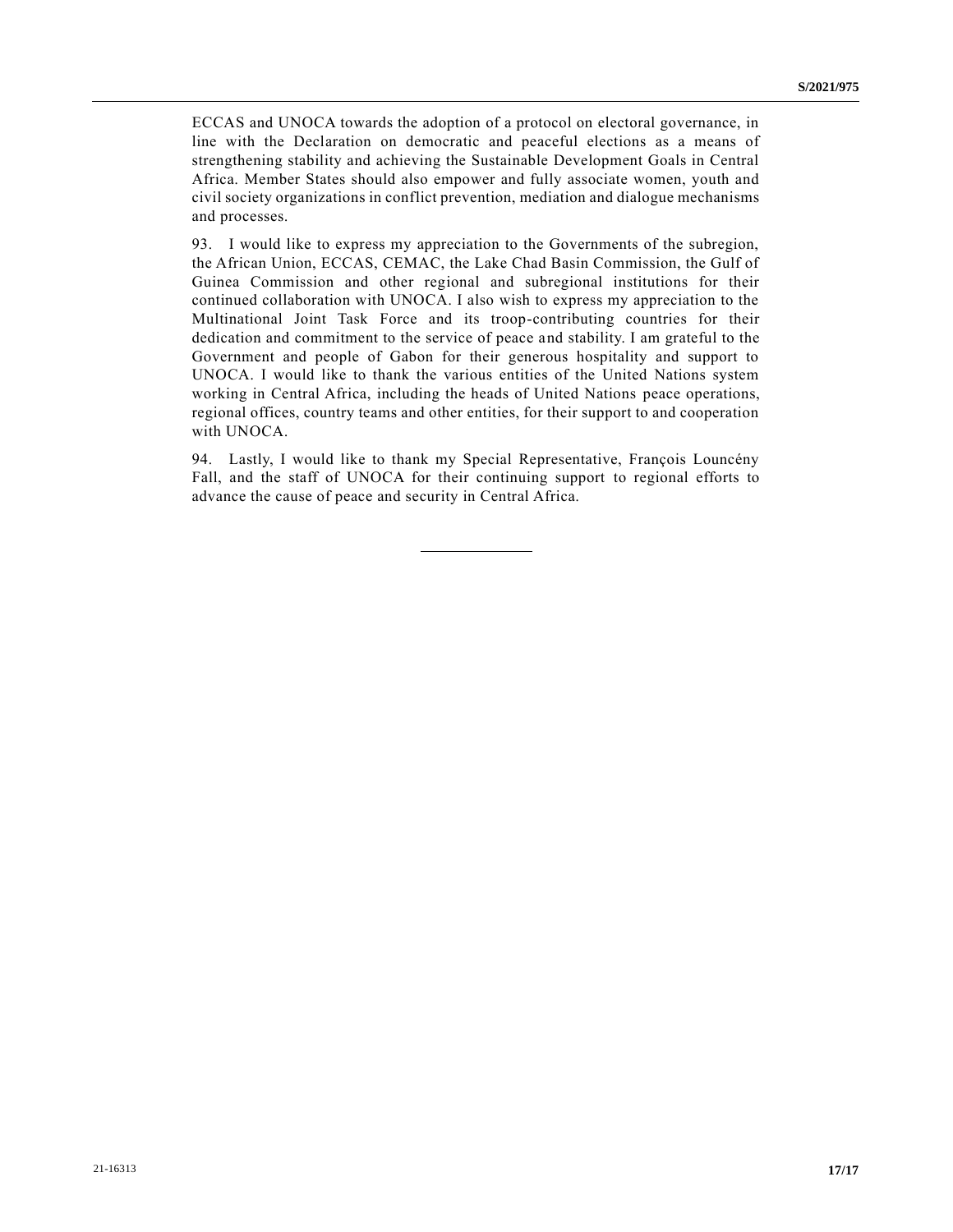ECCAS and UNOCA towards the adoption of a protocol on electoral governance, in line with the Declaration on democratic and peaceful elections as a means of strengthening stability and achieving the Sustainable Development Goals in Central Africa. Member States should also empower and fully associate women, youth and civil society organizations in conflict prevention, mediation and dialogue mechanisms and processes.

93. I would like to express my appreciation to the Governments of the subregion, the African Union, ECCAS, CEMAC, the Lake Chad Basin Commission, the Gulf of Guinea Commission and other regional and subregional institutions for their continued collaboration with UNOCA. I also wish to express my appreciation to the Multinational Joint Task Force and its troop-contributing countries for their dedication and commitment to the service of peace and stability. I am grateful to the Government and people of Gabon for their generous hospitality and support to UNOCA. I would like to thank the various entities of the United Nations system working in Central Africa, including the heads of United Nations peace operations, regional offices, country teams and other entities, for their support to and cooperation with UNOCA.

94. Lastly, I would like to thank my Special Representative, François Louncény Fall, and the staff of UNOCA for their continuing support to regional efforts to advance the cause of peace and security in Central Africa.